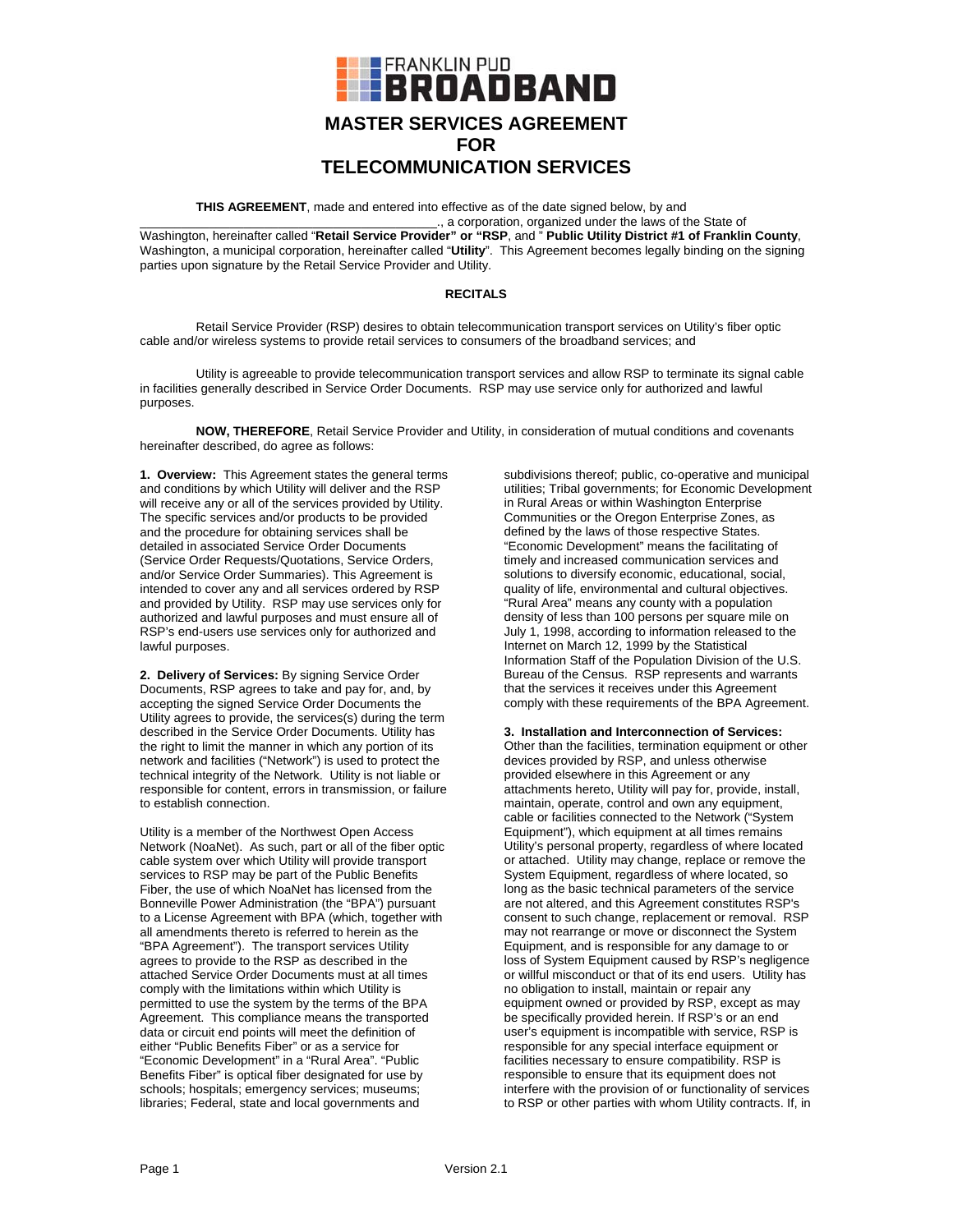FRANKLIN PUD **BROADBAND**

# MASTER SERVICES AGREEMENT FOR TELECOMMUNICATION SERVICES

**THIS AGREEMENT**, made and entered into effective as of the date signed below, by and ____________________________________________., a corporation, organized under the laws of the State of Washington, hereinafter called "**Retail Service Provider" or "RSP**, and " **Public Utility District #1 of Franklin County**, Washington, a municipal corporation, hereinafter called "**Utility**". This Agreement becomes legally binding on the signing parties upon signature by the Retail Service Provider and Utility.

**RECITALS**

Retail Service Provider (RSP) desires to obtain telecommunication transport services on Utility's fiber optic cable and/or wireless systems to provide retail services to consumers of the broadband services; and

Utility is agreeable to provide telecommunication transport services and allow RSP to terminate its signal cable in facilities generally described in Service Order Documents. RSP may use service only for authorized and lawful purposes.

**NOW, THEREFORE**, Retail Service Provider and Utility, in consideration of mutual conditions and covenants hereinafter described, do agree as follows:

**1. Overview:** This Agreement states the general terms and conditions by which Utility will deliver and the RSP will receive any or all of the services provided by Utility. The specific services and/or products to be provided and the procedure for obtaining services shall be detailed in associated Service Order Documents (Service Order Requests/Quotations, Service Orders, and/or Service Order Summaries). This Agreement is intended to cover any and all services ordered by RSP and provided by Utility. RSP may use services only for authorized and lawful purposes and must ensure all of RSP's end-users use services only for authorized and lawful purposes.

**2. Delivery of Services:** By signing Service Order Documents, RSP agrees to take and pay for, and, by accepting the signed Service Order Documents the Utility agrees to provide, the services(s) during the term described in the Service Order Documents. Utility has the right to limit the manner in which any portion of its network and facilities ("Network") is used to protect the technical integrity of the Network. Utility is not liable or responsible for content, errors in transmission, or failure to establish connection.

Utility is a member of the Northwest Open Access Network (NoaNet). As such, part or all of the fiber optic cable system over which Utility will provide transport services to RSP may be part of the Public Benefits Fiber, the use of which NoaNet has licensed from the Bonneville Power Administration (the "BPA") pursuant to a License Agreement with BPA (which, together with all amendments thereto is referred to herein as the "BPA Agreement"). The transport services Utility agrees to provide to the RSP as described in the attached Service Order Documents must at all times comply with the limitations within which Utility is permitted to use the system by the terms of the BPA Agreement. This compliance means the transported data or circuit end points will meet the definition of either "Public Benefits Fiber" or as a service for "Economic Development" in a "Rural Area". "Public Benefits Fiber" is optical fiber designated for use by schools; hospitals; emergency services; museums; libraries; Federal, state and local governments and subdivisions thereof; public, co-operative and municipal utilities; Tribal governments; for Economic Development in Rural Areas or within Washington Enterprise Communities or the Oregon Enterprise Zones, as defined by the laws of those respective States. "Economic Development" means the facilitating of timely and increased communication services and solutions to diversify economic, educational, social, quality of life, environmental and cultural objectives. "Rural Area" means any county with a population density of less than 100 persons per square mile on July 1, 1998, according to information released to the Internet on March 12, 1999 by the Statistical Information Staff of the Population Division of the U.S. Bureau of the Census. RSP represents and warrants that the services it receives under this Agreement comply with these requirements of the BPA Agreement.

**3. Installation and Interconnection of Services:** Other than the facilities, termination equipment or other devices provided by RSP, and unless otherwise provided elsewhere in this Agreement or any attachments hereto, Utility will pay for, provide, install, maintain, operate, control and own any equipment, cable or facilities connected to the Network ("System Equipment"), which equipment at all times remains Utility's personal property, regardless of where located or attached. Utility may change, replace or remove the System Equipment, regardless of where located, so long as the basic technical parameters of the service are not altered, and this Agreement constitutes RSP's consent to such change, replacement or removal. RSP may not rearrange or move or disconnect the System Equipment, and is responsible for any damage to or loss of System Equipment caused by RSP's negligence or willful misconduct or that of its end users. Utility has no obligation to install, maintain or repair any equipment owned or provided by RSP, except as may be specifically provided herein. If RSP's or an end user's equipment is incompatible with service, RSP is responsible for any special interface equipment or facilities necessary to ensure compatibility. RSP is responsible to ensure that its equipment does not interfere with the provision of or functionality of services to RSP or other parties with whom Utility contracts. If, in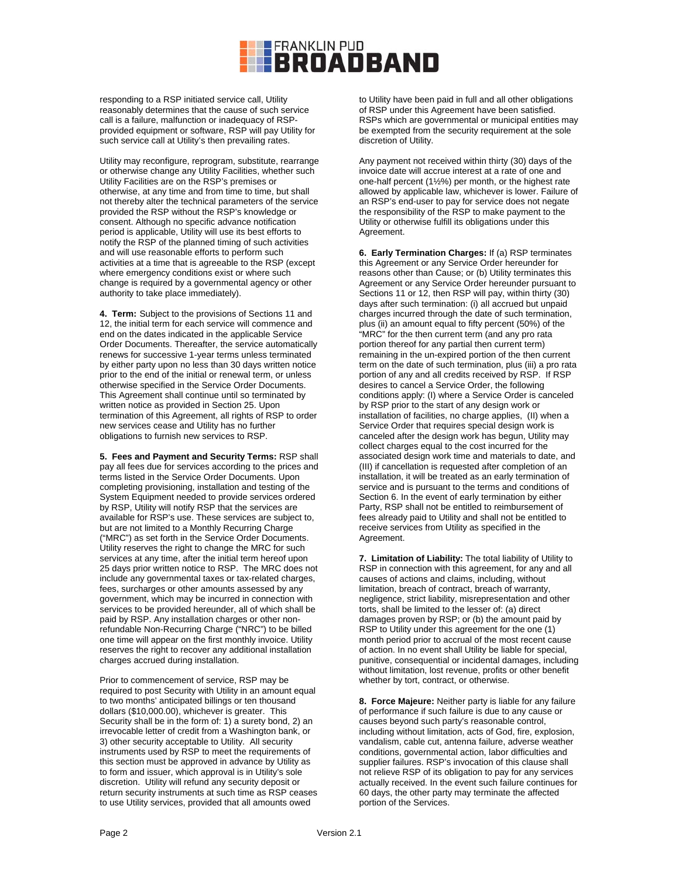responding to a RSP initiated service call, Utility reasonably determines that the cause of such service call is a failure, malfunction or inadequacy of RSP-provided equipment or software, RSP will pay Utility for such service call at Utility's then prevailing rates.

Utility may reconfigure, reprogram, substitute, rearrange or otherwise change any Utility Facilities, whether such Utility Facilities are on the RSP's premises or otherwise, at any time and from time to time, but shall not thereby alter the technical parameters of the service provided the RSP without the RSP's knowledge or consent. Although no specific advance notification period is applicable, Utility will use its best efforts to notify the RSP of the planned timing of such activities and will use reasonable efforts to perform such activities at a time that is agreeable to the RSP (except where emergency conditions exist or where such change is required by a governmental agency or other authority to take place immediately).

**4. Term:** Subject to the provisions of Sections 11 and 12, the initial term for each service will commence and end on the dates indicated in the applicable Service Order Documents. Thereafter, the service automatically renews for successive 1-year terms unless terminated by either party upon no less than 30 days written notice prior to the end of the initial or renewal term, or unless otherwise specified in the Service Order Documents. This Agreement shall continue until so terminated by written notice as provided in Section 25. Upon termination of this Agreement, all rights of RSP to order new services cease and Utility has no further obligations to furnish new services to RSP.

**5. Fees and Payment and Security Terms:** RSP shall pay all fees due for services according to the prices and terms listed in the Service Order Documents. Upon completing provisioning, installation and testing of the System Equipment needed to provide services ordered by RSP, Utility will notify RSP that the services are available for RSP's use. These services are subject to, but are not limited to a Monthly Recurring Charge ("MRC") as set forth in the Service Order Documents. Utility reserves the right to change the MRC for such services at any time, after the initial term hereof upon 25 days prior written notice to RSP. The MRC does not include any governmental taxes or tax-related charges, fees, surcharges or other amounts assessed by any government, which may be incurred in connection with services to be provided hereunder, all of which shall be paid by RSP. Any installation charges or other non-refundable Non-Recurring Charge ("NRC") to be billed one time will appear on the first monthly invoice. Utility reserves the right to recover any additional installation charges accrued during installation.

Prior to commencement of service, RSP may be required to post Security with Utility in an amount equal to two months' anticipated billings or ten thousand dollars ($10,000.00), whichever is greater. This Security shall be in the form of: 1) a surety bond, 2) an irrevocable letter of credit from a Washington bank, or 3) other security acceptable to Utility. All security instruments used by RSP to meet the requirements of this section must be approved in advance by Utility as to form and issuer, which approval is in Utility's sole discretion. Utility will refund any security deposit or return security instruments at such time as RSP ceases to use Utility services, provided that all amounts owed to Utility have been paid in full and all other obligations of RSP under this Agreement have been satisfied. RSPs which are governmental or municipal entities may be exempted from the security requirement at the sole discretion of Utility.

Any payment not received within thirty (30) days of the invoice date will accrue interest at a rate of one and one-half percent (1½%) per month, or the highest rate allowed by applicable law, whichever is lower. Failure of an RSP's end-user to pay for service does not negate the responsibility of the RSP to make payment to the Utility or otherwise fulfill its obligations under this Agreement.

**6. Early Termination Charges:** If (a) RSP terminates this Agreement or any Service Order hereunder for reasons other than Cause; or (b) Utility terminates this Agreement or any Service Order hereunder pursuant to Sections 11 or 12, then RSP will pay, within thirty (30) days after such termination: (i) all accrued but unpaid charges incurred through the date of such termination, plus (ii) an amount equal to fifty percent (50%) of the "MRC" for the then current term (and any pro rata portion thereof for any partial then current term) remaining in the un-expired portion of the then current term on the date of such termination, plus (iii) a pro rata portion of any and all credits received by RSP. If RSP desires to cancel a Service Order, the following conditions apply: (I) where a Service Order is canceled by RSP prior to the start of any design work or installation of facilities, no charge applies, (II) when a Service Order that requires special design work is canceled after the design work has begun, Utility may collect charges equal to the cost incurred for the associated design work time and materials to date, and (III) if cancellation is requested after completion of an installation, it will be treated as an early termination of service and is pursuant to the terms and conditions of Section 6. In the event of early termination by either Party, RSP shall not be entitled to reimbursement of fees already paid to Utility and shall not be entitled to receive services from Utility as specified in the Agreement.

**7. Limitation of Liability:** The total liability of Utility to RSP in connection with this agreement, for any and all causes of actions and claims, including, without limitation, breach of contract, breach of warranty, negligence, strict liability, misrepresentation and other torts, shall be limited to the lesser of: (a) direct damages proven by RSP; or (b) the amount paid by RSP to Utility under this agreement for the one (1) month period prior to accrual of the most recent cause of action. In no event shall Utility be liable for special, punitive, consequential or incidental damages, including without limitation, lost revenue, profits or other benefit whether by tort, contract, or otherwise.

**8. Force Majeure:** Neither party is liable for any failure of performance if such failure is due to any cause or causes beyond such party's reasonable control, including without limitation, acts of God, fire, explosion, vandalism, cable cut, antenna failure, adverse weather conditions, governmental action, labor difficulties and supplier failures. RSP's invocation of this clause shall not relieve RSP of its obligation to pay for any services actually received. In the event such failure continues for 60 days, the other party may terminate the affected portion of the Services.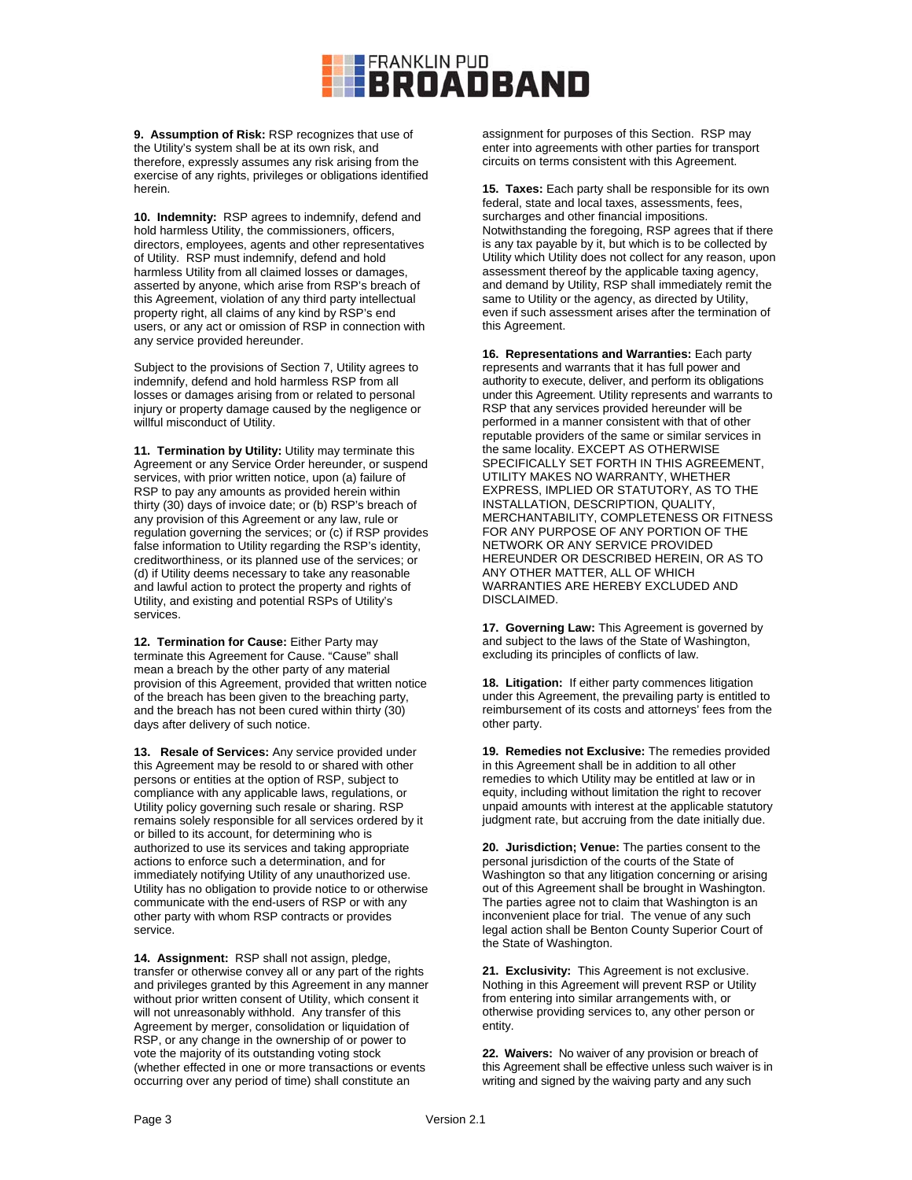**9. Assumption of Risk:** RSP recognizes that use of the Utility's system shall be at its own risk, and therefore, expressly assumes any risk arising from the exercise of any rights, privileges or obligations identified herein.

**10. Indemnity:** RSP agrees to indemnify, defend and hold harmless Utility, the commissioners, officers, directors, employees, agents and other representatives of Utility. RSP must indemnify, defend and hold harmless Utility from all claimed losses or damages, asserted by anyone, which arise from RSP's breach of this Agreement, violation of any third party intellectual property right, all claims of any kind by RSP's end users, or any act or omission of RSP in connection with any service provided hereunder.

Subject to the provisions of Section 7, Utility agrees to indemnify, defend and hold harmless RSP from all losses or damages arising from or related to personal injury or property damage caused by the negligence or willful misconduct of Utility.

**11. Termination by Utility:** Utility may terminate this Agreement or any Service Order hereunder, or suspend services, with prior written notice, upon (a) failure of RSP to pay any amounts as provided herein within thirty (30) days of invoice date; or (b) RSP's breach of any provision of this Agreement or any law, rule or regulation governing the services; or (c) if RSP provides false information to Utility regarding the RSP's identity, creditworthiness, or its planned use of the services; or (d) if Utility deems necessary to take any reasonable and lawful action to protect the property and rights of Utility, and existing and potential RSPs of Utility's services.

**12. Termination for Cause:** Either Party may terminate this Agreement for Cause. "Cause" shall mean a breach by the other party of any material provision of this Agreement, provided that written notice of the breach has been given to the breaching party, and the breach has not been cured within thirty (30) days after delivery of such notice.

**13. Resale of Services:** Any service provided under this Agreement may be resold to or shared with other persons or entities at the option of RSP, subject to compliance with any applicable laws, regulations, or Utility policy governing such resale or sharing. RSP remains solely responsible for all services ordered by it or billed to its account, for determining who is authorized to use its services and taking appropriate actions to enforce such a determination, and for immediately notifying Utility of any unauthorized use. Utility has no obligation to provide notice to or otherwise communicate with the end-users of RSP or with any other party with whom RSP contracts or provides service.

**14. Assignment:** RSP shall not assign, pledge, transfer or otherwise convey all or any part of the rights and privileges granted by this Agreement in any manner without prior written consent of Utility, which consent it will not unreasonably withhold. Any transfer of this Agreement by merger, consolidation or liquidation of RSP, or any change in the ownership of or power to vote the majority of its outstanding voting stock (whether effected in one or more transactions or events occurring over any period of time) shall constitute an assignment for purposes of this Section. RSP may enter into agreements with other parties for transport circuits on terms consistent with this Agreement.

**15. Taxes:** Each party shall be responsible for its own federal, state and local taxes, assessments, fees, surcharges and other financial impositions. Notwithstanding the foregoing, RSP agrees that if there is any tax payable by it, but which is to be collected by Utility which Utility does not collect for any reason, upon assessment thereof by the applicable taxing agency, and demand by Utility, RSP shall immediately remit the same to Utility or the agency, as directed by Utility, even if such assessment arises after the termination of this Agreement.

**16. Representations and Warranties:** Each party represents and warrants that it has full power and authority to execute, deliver, and perform its obligations under this Agreement. Utility represents and warrants to RSP that any services provided hereunder will be performed in a manner consistent with that of other reputable providers of the same or similar services in the same locality. EXCEPT AS OTHERWISE SPECIFICALLY SET FORTH IN THIS AGREEMENT, UTILITY MAKES NO WARRANTY, WHETHER EXPRESS, IMPLIED OR STATUTORY, AS TO THE INSTALLATION, DESCRIPTION, QUALITY, MERCHANTABILITY, COMPLETENESS OR FITNESS FOR ANY PURPOSE OF ANY PORTION OF THE NETWORK OR ANY SERVICE PROVIDED HEREUNDER OR DESCRIBED HEREIN, OR AS TO ANY OTHER MATTER, ALL OF WHICH WARRANTIES ARE HEREBY EXCLUDED AND DISCLAIMED.

**17. Governing Law:** This Agreement is governed by and subject to the laws of the State of Washington, excluding its principles of conflicts of law.

**18. Litigation:** If either party commences litigation under this Agreement, the prevailing party is entitled to reimbursement of its costs and attorneys' fees from the other party.

**19. Remedies not Exclusive:** The remedies provided in this Agreement shall be in addition to all other remedies to which Utility may be entitled at law or in equity, including without limitation the right to recover unpaid amounts with interest at the applicable statutory judgment rate, but accruing from the date initially due.

**20. Jurisdiction; Venue:** The parties consent to the personal jurisdiction of the courts of the State of Washington so that any litigation concerning or arising out of this Agreement shall be brought in Washington. The parties agree not to claim that Washington is an inconvenient place for trial. The venue of any such legal action shall be Benton County Superior Court of the State of Washington.

**21. Exclusivity:** This Agreement is not exclusive. Nothing in this Agreement will prevent RSP or Utility from entering into similar arrangements with, or otherwise providing services to, any other person or entity.

**22. Waivers:** No waiver of any provision or breach of this Agreement shall be effective unless such waiver is in writing and signed by the waiving party and any such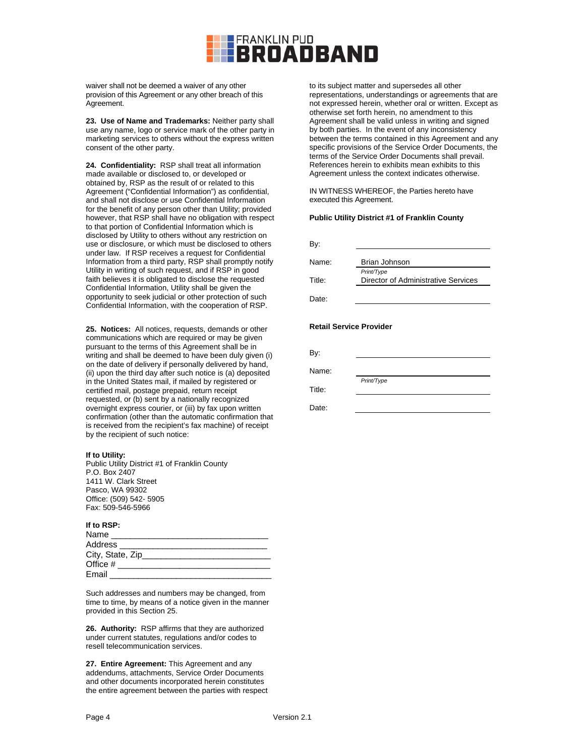waiver shall not be deemed a waiver of any other provision of this Agreement or any other breach of this Agreement.

**23. Use of Name and Trademarks:** Neither party shall use any name, logo or service mark of the other party in marketing services to others without the express written consent of the other party.

**24. Confidentiality:** RSP shall treat all information made available or disclosed to, or developed or obtained by, RSP as the result of or related to this Agreement ("Confidential Information") as confidential, and shall not disclose or use Confidential Information for the benefit of any person other than Utility; provided however, that RSP shall have no obligation with respect to that portion of Confidential Information which is disclosed by Utility to others without any restriction on use or disclosure, or which must be disclosed to others under law. If RSP receives a request for Confidential Information from a third party, RSP shall promptly notify Utility in writing of such request, and if RSP in good faith believes it is obligated to disclose the requested Confidential Information, Utility shall be given the opportunity to seek judicial or other protection of such Confidential Information, with the cooperation of RSP.

**25. Notices:** All notices, requests, demands or other communications which are required or may be given pursuant to the terms of this Agreement shall be in writing and shall be deemed to have been duly given (i) on the date of delivery if personally delivered by hand, (ii) upon the third day after such notice is (a) deposited in the United States mail, if mailed by registered or certified mail, postage prepaid, return receipt requested, or (b) sent by a nationally recognized overnight express courier, or (iii) by fax upon written confirmation (other than the automatic confirmation that is received from the recipient's fax machine) of receipt by the recipient of such notice:

**If to Utility:**
Public Utility District #1 of Franklin County
P.O. Box 2407
1411 W. Clark Street
Pasco, WA 99302
Office: (509) 542- 5905
Fax: 509-546-5966

**If to RSP:**
Name ________________________________
Address ______________________________
City, State, Zip__________________________
Office # ______________________________
Email ________________________________

Such addresses and numbers may be changed, from time to time, by means of a notice given in the manner provided in this Section 25.

**26. Authority:** RSP affirms that they are authorized under current statutes, regulations and/or codes to resell telecommunication services.

**27. Entire Agreement:** This Agreement and any addendums, attachments, Service Order Documents and other documents incorporated herein constitutes the entire agreement between the parties with respect to its subject matter and supersedes all other representations, understandings or agreements that are not expressed herein, whether oral or written. Except as otherwise set forth herein, no amendment to this Agreement shall be valid unless in writing and signed by both parties. In the event of any inconsistency between the terms contained in this Agreement and any specific provisions of the Service Order Documents, the terms of the Service Order Documents shall prevail. References herein to exhibits mean exhibits to this Agreement unless the context indicates otherwise.

IN WITNESS WHEREOF, the Parties hereto have executed this Agreement.

**Public Utility District #1 of Franklin County**

By: ______________________________

Name: Brian Johnson
*Print/Type*

Title: Director of Administrative Services

Date: ______________________________

**Retail Service Provider**

By: ______________________________

Name: ______________________________
*Print/Type*

Title: ______________________________

Date: ______________________________